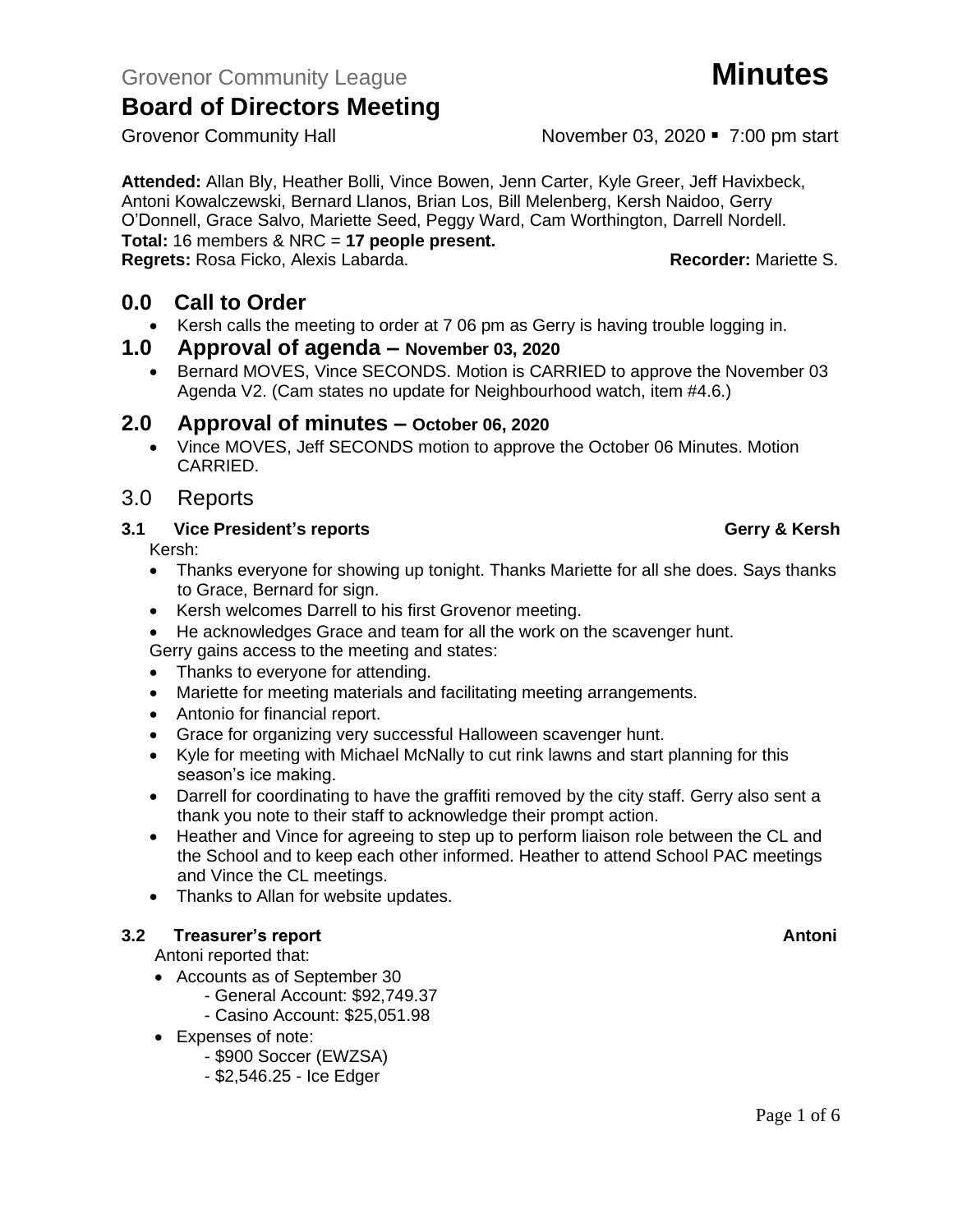Grovenor Community League **Minutes**

# Board of Directors Meeting

Grovenor Community Hall November 03, 2020 ▪ 7:00 pm start

**Attended:** Allan Bly, Heather Bolli, Vince Bowen, Jenn Carter, Kyle Greer, Jeff Havixbeck, Antoni Kowalczewski, Bernard Llanos, Brian Los, Bill Melenberg, Kersh Naidoo, Gerry O'Donnell, Grace Salvo, Mariette Seed, Peggy Ward, Cam Worthington, Darrell Nordell.
**Total:** 16 members & NRC = **17 people present.**
**Regrets:** Rosa Ficko, Alexis Labarda. **Recorder:** Mariette S.

## 0.0 Call to Order

- Kersh calls the meeting to order at 7 06 pm as Gerry is having trouble logging in.

## 1.0 Approval of agenda – November 03, 2020

- Bernard MOVES, Vince SECONDS. Motion is CARRIED to approve the November 03 Agenda V2. (Cam states no update for Neighbourhood watch, item #4.6.)

## 2.0 Approval of minutes – October 06, 2020

- Vince MOVES, Jeff SECONDS motion to approve the October 06 Minutes. Motion CARRIED.

## 3.0 Reports

### 3.1 Vice President's reports — Gerry & Kersh

Kersh:

- Thanks everyone for showing up tonight. Thanks Mariette for all she does. Says thanks to Grace, Bernard for sign.
- Kersh welcomes Darrell to his first Grovenor meeting.
- He acknowledges Grace and team for all the work on the scavenger hunt.

Gerry gains access to the meeting and states:

- Thanks to everyone for attending.
- Mariette for meeting materials and facilitating meeting arrangements.
- Antonio for financial report.
- Grace for organizing very successful Halloween scavenger hunt.
- Kyle for meeting with Michael McNally to cut rink lawns and start planning for this season's ice making.
- Darrell for coordinating to have the graffiti removed by the city staff. Gerry also sent a thank you note to their staff to acknowledge their prompt action.
- Heather and Vince for agreeing to step up to perform liaison role between the CL and the School and to keep each other informed. Heather to attend School PAC meetings and Vince the CL meetings.
- Thanks to Allan for website updates.

### 3.2 Treasurer's report — Antoni

Antoni reported that:

- Accounts as of September 30
  - General Account: $92,749.37
  - Casino Account: $25,051.98
- Expenses of note:
  - $900 Soccer (EWZSA)
  - $2,546.25 - Ice Edger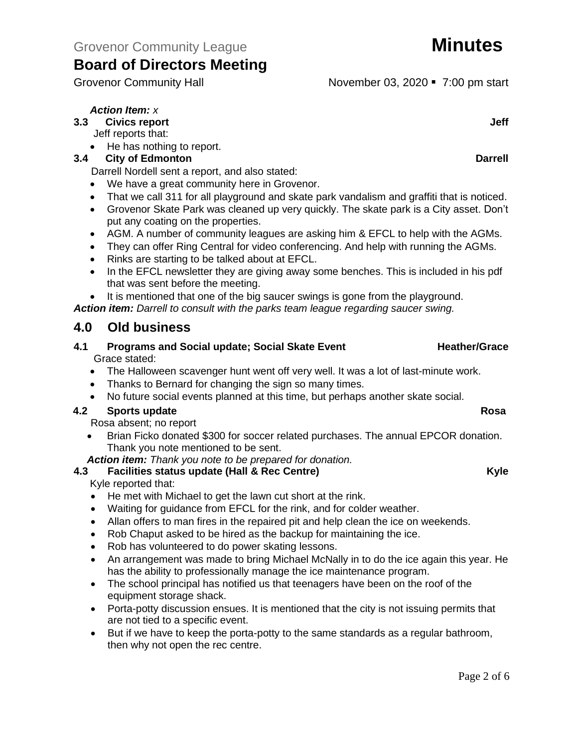*Action Item: x*

**3.3 Civics report** **Jeff**

Jeff reports that:

- He has nothing to report.

**3.4 City of Edmonton** **Darrell**

Darrell Nordell sent a report, and also stated:

- We have a great community here in Grovenor.
- That we call 311 for all playground and skate park vandalism and graffiti that is noticed.
- Grovenor Skate Park was cleaned up very quickly. The skate park is a City asset. Don't put any coating on the properties.
- AGM. A number of community leagues are asking him & EFCL to help with the AGMs.
- They can offer Ring Central for video conferencing. And help with running the AGMs.
- Rinks are starting to be talked about at EFCL.
- In the EFCL newsletter they are giving away some benches. This is included in his pdf that was sent before the meeting.
- It is mentioned that one of the big saucer swings is gone from the playground.

***Action item:*** *Darrell to consult with the parks team league regarding saucer swing.*

## 4.0 Old business

**4.1 Programs and Social update; Social Skate Event** **Heather/Grace**

Grace stated:

- The Halloween scavenger hunt went off very well. It was a lot of last-minute work.
- Thanks to Bernard for changing the sign so many times.
- No future social events planned at this time, but perhaps another skate social.

**4.2 Sports update** **Rosa**

Rosa absent; no report

- Brian Ficko donated $300 for soccer related purchases. The annual EPCOR donation. Thank you note mentioned to be sent.

***Action item:*** *Thank you note to be prepared for donation.*

**4.3 Facilities status update (Hall & Rec Centre)** **Kyle**

Kyle reported that:

- He met with Michael to get the lawn cut short at the rink.
- Waiting for guidance from EFCL for the rink, and for colder weather.
- Allan offers to man fires in the repaired pit and help clean the ice on weekends.
- Rob Chaput asked to be hired as the backup for maintaining the ice.
- Rob has volunteered to do power skating lessons.
- An arrangement was made to bring Michael McNally in to do the ice again this year. He has the ability to professionally manage the ice maintenance program.
- The school principal has notified us that teenagers have been on the roof of the equipment storage shack.
- Porta-potty discussion ensues. It is mentioned that the city is not issuing permits that are not tied to a specific event.
- But if we have to keep the porta-potty to the same standards as a regular bathroom, then why not open the rec centre.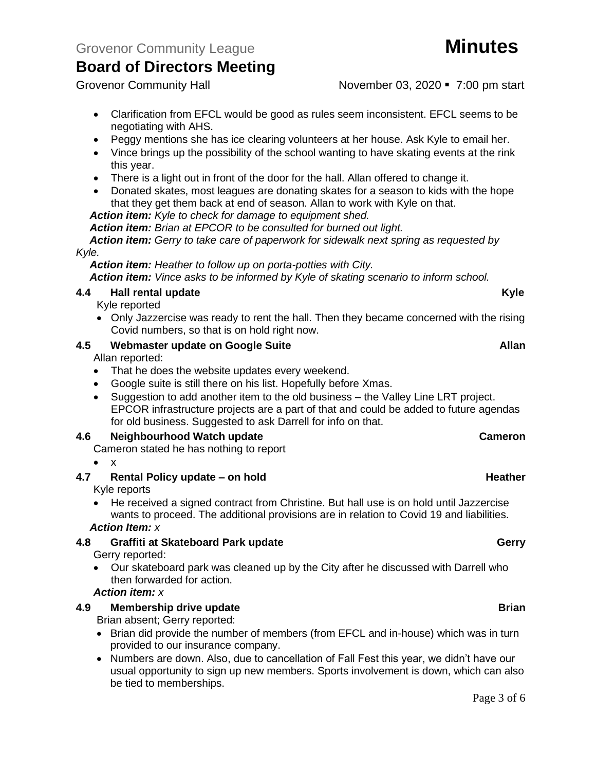- Clarification from EFCL would be good as rules seem inconsistent. EFCL seems to be negotiating with AHS.
- Peggy mentions she has ice clearing volunteers at her house. Ask Kyle to email her.
- Vince brings up the possibility of the school wanting to have skating events at the rink this year.
- There is a light out in front of the door for the hall. Allan offered to change it.
- Donated skates, most leagues are donating skates for a season to kids with the hope that they get them back at end of season. Allan to work with Kyle on that.

***Action item:*** *Kyle to check for damage to equipment shed.*

***Action item:*** *Brian at EPCOR to be consulted for burned out light.*

***Action item:*** *Gerry to take care of paperwork for sidewalk next spring as requested by Kyle.*

***Action item:*** *Heather to follow up on porta-potties with City.*

***Action item:*** *Vince asks to be informed by Kyle of skating scenario to inform school.*

### 4.4 Hall rental update — Kyle

Kyle reported

- Only Jazzercise was ready to rent the hall. Then they became concerned with the rising Covid numbers, so that is on hold right now.

### 4.5 Webmaster update on Google Suite — Allan

Allan reported:

- That he does the website updates every weekend.
- Google suite is still there on his list. Hopefully before Xmas.
- Suggestion to add another item to the old business – the Valley Line LRT project. EPCOR infrastructure projects are a part of that and could be added to future agendas for old business. Suggested to ask Darrell for info on that.

### 4.6 Neighbourhood Watch update — Cameron

Cameron stated he has nothing to report

- x

### 4.7 Rental Policy update – on hold — Heather

Kyle reports

- He received a signed contract from Christine. But hall use is on hold until Jazzercise wants to proceed. The additional provisions are in relation to Covid 19 and liabilities.

***Action Item:*** *x*

### 4.8 Graffiti at Skateboard Park update — Gerry

Gerry reported:

- Our skateboard park was cleaned up by the City after he discussed with Darrell who then forwarded for action.

***Action item:*** *x*

### 4.9 Membership drive update — Brian

Brian absent; Gerry reported:

- Brian did provide the number of members (from EFCL and in-house) which was in turn provided to our insurance company.
- Numbers are down. Also, due to cancellation of Fall Fest this year, we didn't have our usual opportunity to sign up new members. Sports involvement is down, which can also be tied to memberships.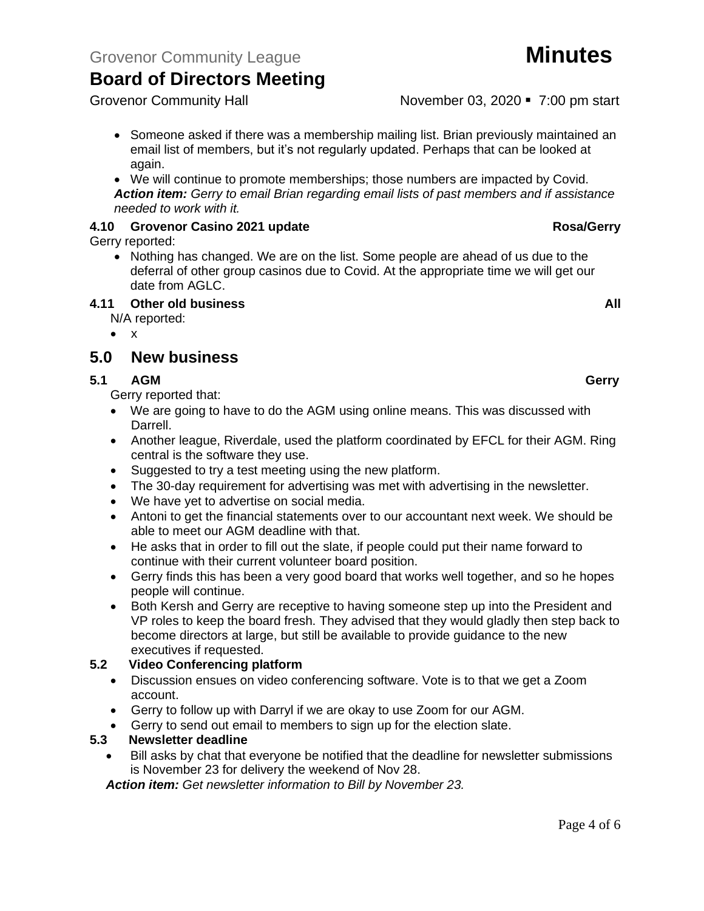- Someone asked if there was a membership mailing list. Brian previously maintained an email list of members, but it's not regularly updated. Perhaps that can be looked at again.
- We will continue to promote memberships; those numbers are impacted by Covid.

***Action item:*** *Gerry to email Brian regarding email lists of past members and if assistance needed to work with it.*

#### 4.10 Grovenor Casino 2021 update — Rosa/Gerry

Gerry reported:

- Nothing has changed. We are on the list. Some people are ahead of us due to the deferral of other group casinos due to Covid. At the appropriate time we will get our date from AGLC.

#### 4.11 Other old business — All

N/A reported:

- x

## 5.0 New business

#### 5.1 AGM — Gerry

Gerry reported that:

- We are going to have to do the AGM using online means. This was discussed with Darrell.
- Another league, Riverdale, used the platform coordinated by EFCL for their AGM. Ring central is the software they use.
- Suggested to try a test meeting using the new platform.
- The 30-day requirement for advertising was met with advertising in the newsletter.
- We have yet to advertise on social media.
- Antoni to get the financial statements over to our accountant next week. We should be able to meet our AGM deadline with that.
- He asks that in order to fill out the slate, if people could put their name forward to continue with their current volunteer board position.
- Gerry finds this has been a very good board that works well together, and so he hopes people will continue.
- Both Kersh and Gerry are receptive to having someone step up into the President and VP roles to keep the board fresh. They advised that they would gladly then step back to become directors at large, but still be available to provide guidance to the new executives if requested.

#### 5.2 Video Conferencing platform

- Discussion ensues on video conferencing software. Vote is to that we get a Zoom account.
- Gerry to follow up with Darryl if we are okay to use Zoom for our AGM.
- Gerry to send out email to members to sign up for the election slate.

#### 5.3 Newsletter deadline

- Bill asks by chat that everyone be notified that the deadline for newsletter submissions is November 23 for delivery the weekend of Nov 28.

***Action item:*** *Get newsletter information to Bill by November 23.*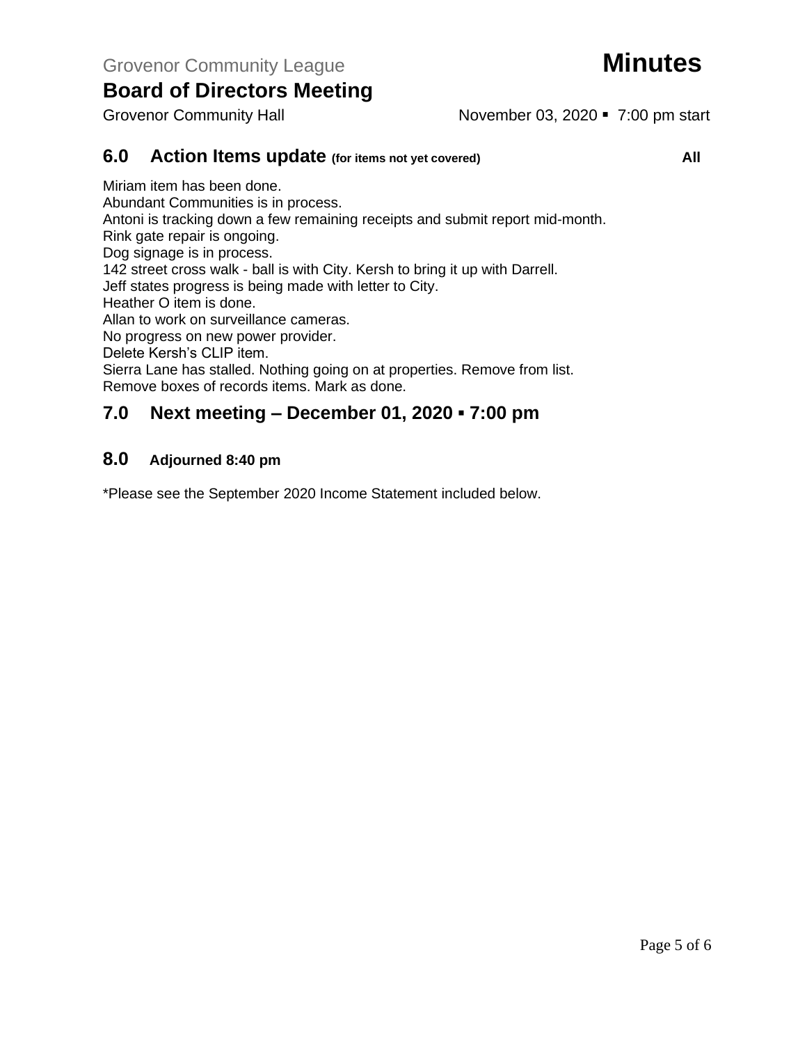## 6.0 Action Items update (for items not yet covered) — All

Miriam item has been done.
Abundant Communities is in process.
Antoni is tracking down a few remaining receipts and submit report mid-month.
Rink gate repair is ongoing.
Dog signage is in process.
142 street cross walk - ball is with City. Kersh to bring it up with Darrell.
Jeff states progress is being made with letter to City.
Heather O item is done.
Allan to work on surveillance cameras.
No progress on new power provider.
Delete Kersh's CLIP item.
Sierra Lane has stalled. Nothing going on at properties. Remove from list.
Remove boxes of records items. Mark as done.

## 7.0 Next meeting – December 01, 2020 ▪ 7:00 pm

## 8.0 Adjourned 8:40 pm

*Please see the September 2020 Income Statement included below.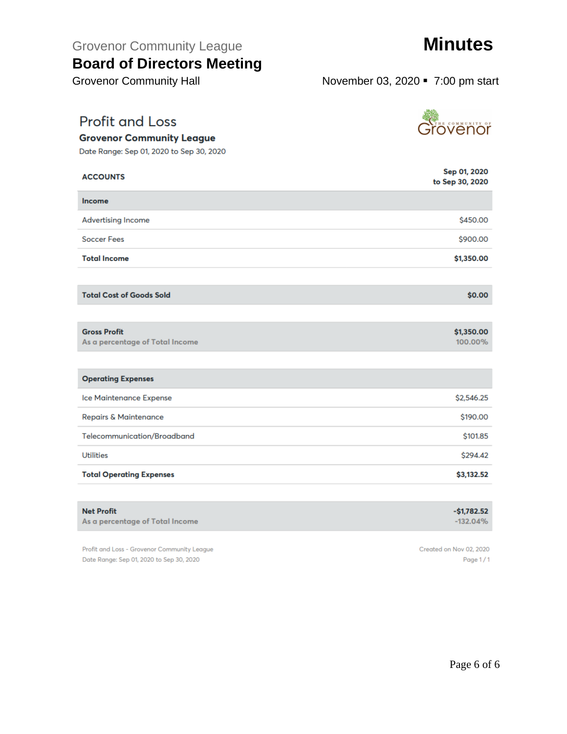# Profit and Loss

**Grovenor Community League**

Date Range: Sep 01, 2020 to Sep 30, 2020

| ACCOUNTS | Sep 01, 2020 to Sep 30, 2020 |
|---|---:|
| **Income** | |
| Advertising Income | $450.00 |
| Soccer Fees | $900.00 |
| **Total Income** | **$1,350.00** |
| **Total Cost of Goods Sold** | **$0.00** |
| **Gross Profit** | **$1,350.00** |
| As a percentage of Total Income | 100.00% |
| **Operating Expenses** | |
| Ice Maintenance Expense | $2,546.25 |
| Repairs & Maintenance | $190.00 |
| Telecommunication/Broadband | $101.85 |
| Utilities | $294.42 |
| **Total Operating Expenses** | **$3,132.52** |
| **Net Profit** | **-$1,782.52** |
| As a percentage of Total Income | -132.04% |

Profit and Loss - Grovenor Community League
Date Range: Sep 01, 2020 to Sep 30, 2020

Created on Nov 02, 2020